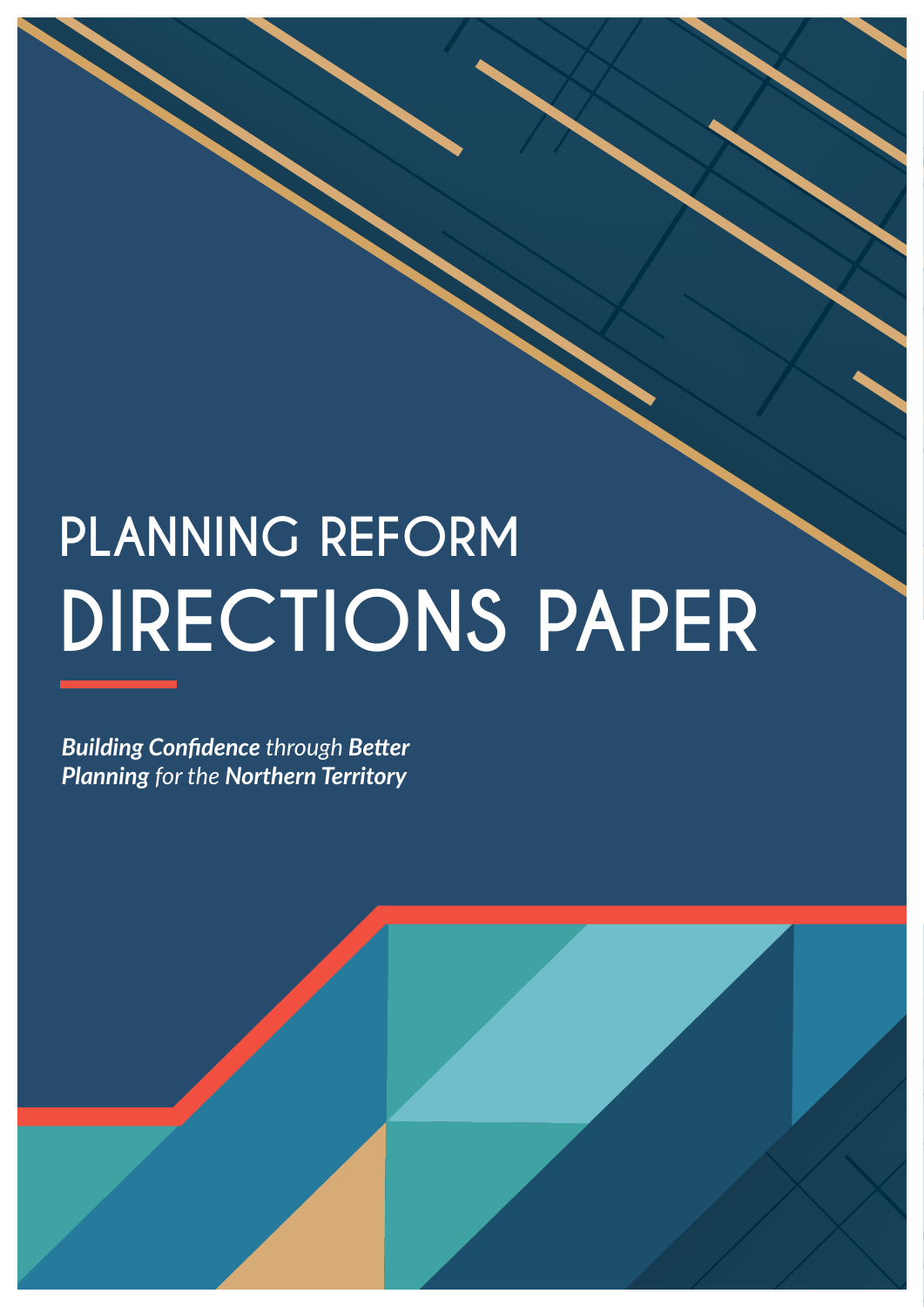# PLANNING REFORM DIRECTIONS PAPER

***Building Confidence** through **Better Planning** for the **Northern Territory***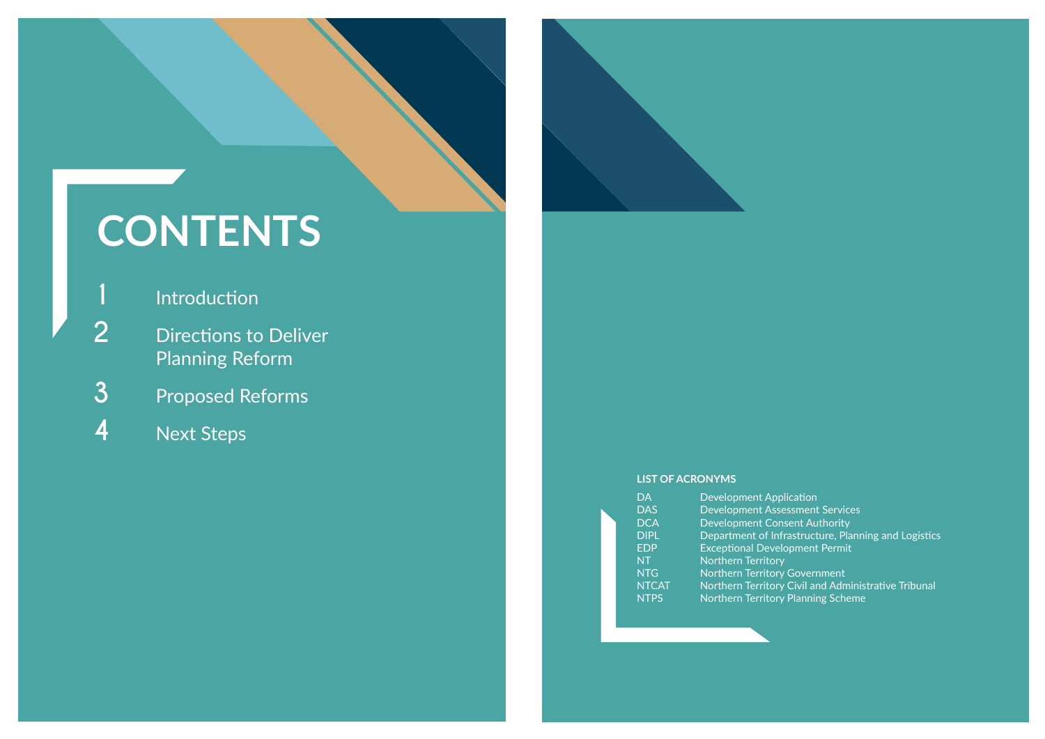# CONTENTS

1. Introduction
2. Directions to Deliver Planning Reform
3. Proposed Reforms
4. Next Steps

**LIST OF ACRONYMS**

| | |
|---|---|
| DA | Development Application |
| DAS | Development Assessment Services |
| DCA | Development Consent Authority |
| DIPL | Department of Infrastructure, Planning and Logistics |
| EDP | Exceptional Development Permit |
| NT | Northern Territory |
| NTG | Northern Territory Government |
| NTCAT | Northern Territory Civil and Administrative Tribunal |
| NTPS | Northern Territory Planning Scheme |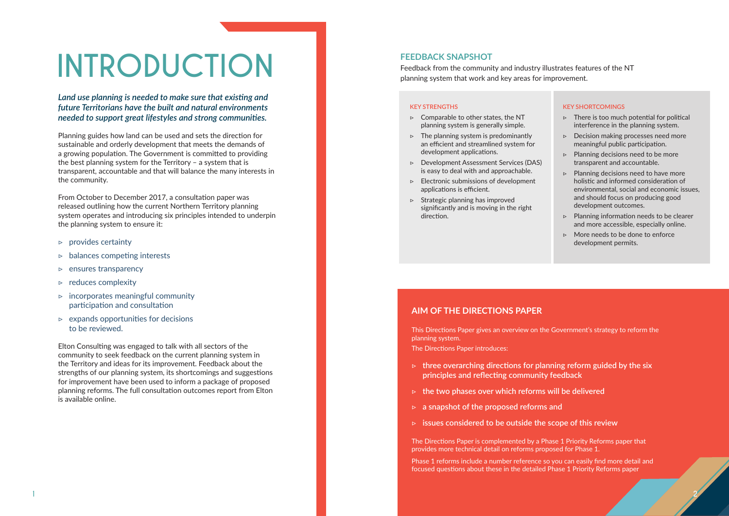# INTRODUCTION

***Land use planning is needed to make sure that existing and future Territorians have the built and natural environments needed to support great lifestyles and strong communities.***

Planning guides how land can be used and sets the direction for sustainable and orderly development that meets the demands of a growing population. The Government is committed to providing the best planning system for the Territory – a system that is transparent, accountable and that will balance the many interests in the community.

From October to December 2017, a consultation paper was released outlining how the current Northern Territory planning system operates and introducing six principles intended to underpin the planning system to ensure it:

- provides certainty
- balances competing interests
- ensures transparency
- reduces complexity
- incorporates meaningful community participation and consultation
- expands opportunities for decisions to be reviewed.

Elton Consulting was engaged to talk with all sectors of the community to seek feedback on the current planning system in the Territory and ideas for its improvement. Feedback about the strengths of our planning system, its shortcomings and suggestions for improvement have been used to inform a package of proposed planning reforms. The full consultation outcomes report from Elton is available online.

## FEEDBACK SNAPSHOT

Feedback from the community and industry illustrates features of the NT planning system that work and key areas for improvement.

### KEY STRENGTHS

- Comparable to other states, the NT planning system is generally simple.
- The planning system is predominantly an efficient and streamlined system for development applications.
- Development Assessment Services (DAS) is easy to deal with and approachable.
- Electronic submissions of development applications is efficient.
- Strategic planning has improved significantly and is moving in the right direction.

### KEY SHORTCOMINGS

- There is too much potential for political interference in the planning system.
- Decision making processes need more meaningful public participation.
- Planning decisions need to be more transparent and accountable.
- Planning decisions need to have more holistic and informed consideration of environmental, social and economic issues, and should focus on producing good development outcomes.
- Planning information needs to be clearer and more accessible, especially online.
- More needs to be done to enforce development permits.

## AIM OF THE DIRECTIONS PAPER

This Directions Paper gives an overview on the Government's strategy to reform the planning system.

The Directions Paper introduces:

- **three overarching directions for planning reform guided by the six principles and reflecting community feedback**
- **the two phases over which reforms will be delivered**
- **a snapshot of the proposed reforms and**
- **issues considered to be outside the scope of this review**

The Directions Paper is complemented by a Phase 1 Priority Reforms paper that provides more technical detail on reforms proposed for Phase 1.

Phase 1 reforms include a number reference so you can easily find more detail and focused questions about these in the detailed Phase 1 Priority Reforms paper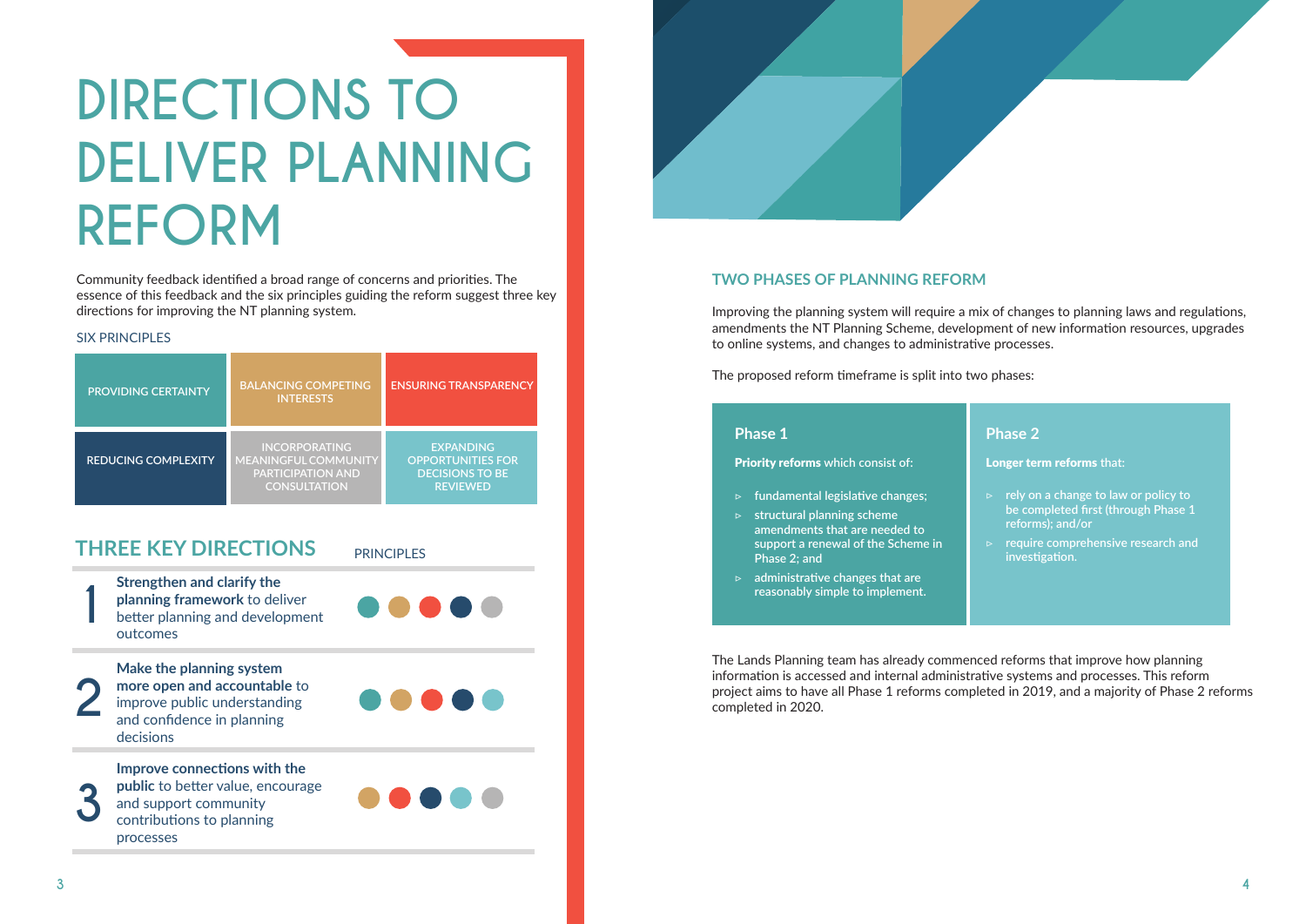# DIRECTIONS TO DELIVER PLANNING REFORM

Community feedback identified a broad range of concerns and priorities. The essence of this feedback and the six principles guiding the reform suggest three key directions for improving the NT planning system.

SIX PRINCIPLES

| | | |
|---|---|---|
| PROVIDING CERTAINTY | BALANCING COMPETING INTERESTS | ENSURING TRANSPARENCY |
| REDUCING COMPLEXITY | INCORPORATING MEANINGFUL COMMUNITY PARTICIPATION AND CONSULTATION | EXPANDING OPPORTUNITIES FOR DECISIONS TO BE REVIEWED |

## THREE KEY DIRECTIONS

| | Direction | Principles |
|---|---|---|
| 1 | **Strengthen and clarify the planning framework** to deliver better planning and development outcomes | Providing certainty, Balancing competing interests, Ensuring transparency, Reducing complexity, Incorporating meaningful community participation and consultation |
| 2 | **Make the planning system more open and accountable** to improve public understanding and confidence in planning decisions | Providing certainty, Balancing competing interests, Ensuring transparency, Reducing complexity, Expanding opportunities for decisions to be reviewed |
| 3 | **Improve connections with the public** to better value, encourage and support community contributions to planning processes | Balancing competing interests, Ensuring transparency, Reducing complexity, Expanding opportunities for decisions to be reviewed, Incorporating meaningful community participation and consultation |

## TWO PHASES OF PLANNING REFORM

Improving the planning system will require a mix of changes to planning laws and regulations, amendments the NT Planning Scheme, development of new information resources, upgrades to online systems, and changes to administrative processes.

The proposed reform timeframe is split into two phases:

### Phase 1

**Priority reforms** which consist of:

- fundamental legislative changes;
- structural planning scheme amendments that are needed to support a renewal of the Scheme in Phase 2; and
- administrative changes that are reasonably simple to implement.

### Phase 2

**Longer term reforms** that:

- rely on a change to law or policy to be completed first (through Phase 1 reforms); and/or
- require comprehensive research and investigation.

The Lands Planning team has already commenced reforms that improve how planning information is accessed and internal administrative systems and processes. This reform project aims to have all Phase 1 reforms completed in 2019, and a majority of Phase 2 reforms completed in 2020.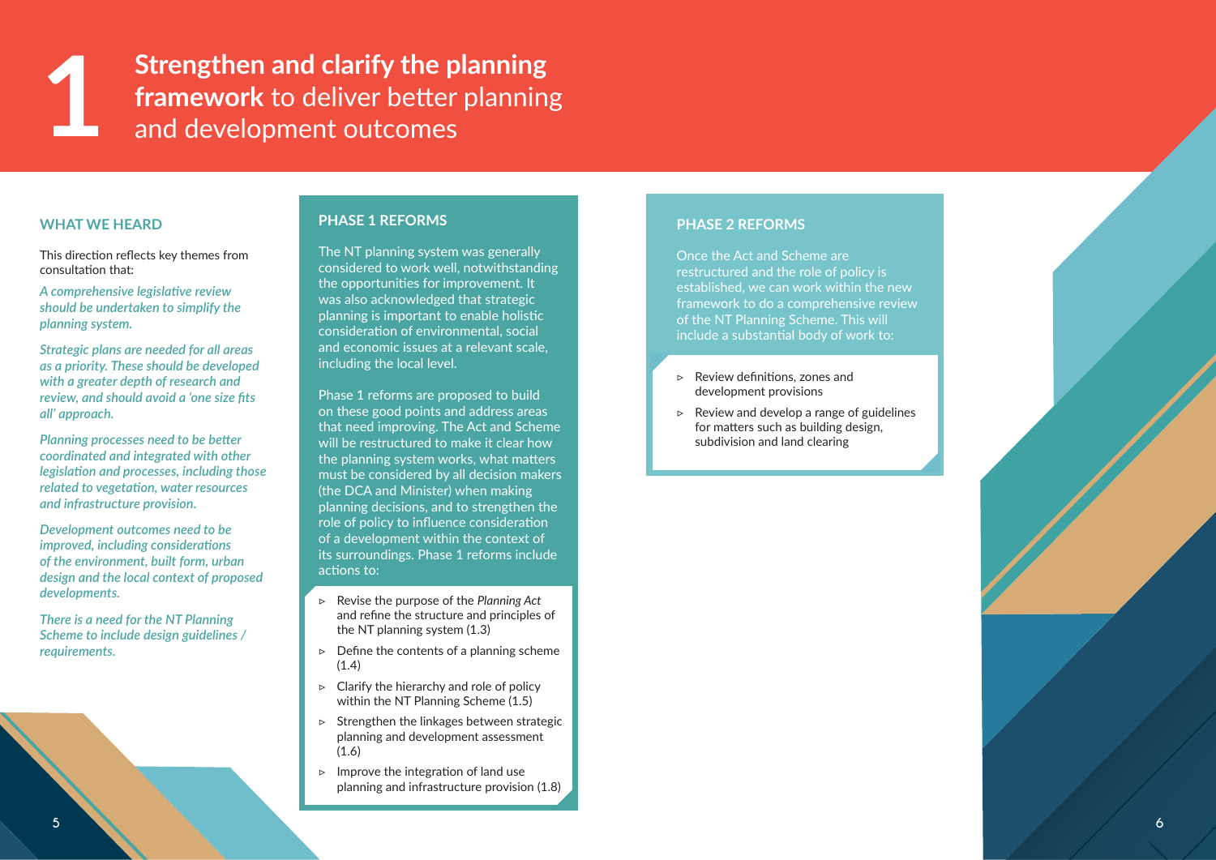# 1 Strengthen and clarify the planning framework to deliver better planning and development outcomes

## WHAT WE HEARD

This direction reflects key themes from consultation that:

*A comprehensive legislative review should be undertaken to simplify the planning system.*

*Strategic plans are needed for all areas as a priority. These should be developed with a greater depth of research and review, and should avoid a 'one size fits all' approach.*

*Planning processes need to be better coordinated and integrated with other legislation and processes, including those related to vegetation, water resources and infrastructure provision.*

*Development outcomes need to be improved, including considerations of the environment, built form, urban design and the local context of proposed developments.*

*There is a need for the NT Planning Scheme to include design guidelines / requirements.*

## PHASE 1 REFORMS

The NT planning system was generally considered to work well, notwithstanding the opportunities for improvement. It was also acknowledged that strategic planning is important to enable holistic consideration of environmental, social and economic issues at a relevant scale, including the local level.

Phase 1 reforms are proposed to build on these good points and address areas that need improving. The Act and Scheme will be restructured to make it clear how the planning system works, what matters must be considered by all decision makers (the DCA and Minister) when making planning decisions, and to strengthen the role of policy to influence consideration of a development within the context of its surroundings. Phase 1 reforms include actions to:

- Revise the purpose of the *Planning Act* and refine the structure and principles of the NT planning system (1.3)
- Define the contents of a planning scheme (1.4)
- Clarify the hierarchy and role of policy within the NT Planning Scheme (1.5)
- Strengthen the linkages between strategic planning and development assessment (1.6)
- Improve the integration of land use planning and infrastructure provision (1.8)

## PHASE 2 REFORMS

Once the Act and Scheme are restructured and the role of policy is established, we can work within the new framework to do a comprehensive review of the NT Planning Scheme. This will include a substantial body of work to:

- Review definitions, zones and development provisions
- Review and develop a range of guidelines for matters such as building design, subdivision and land clearing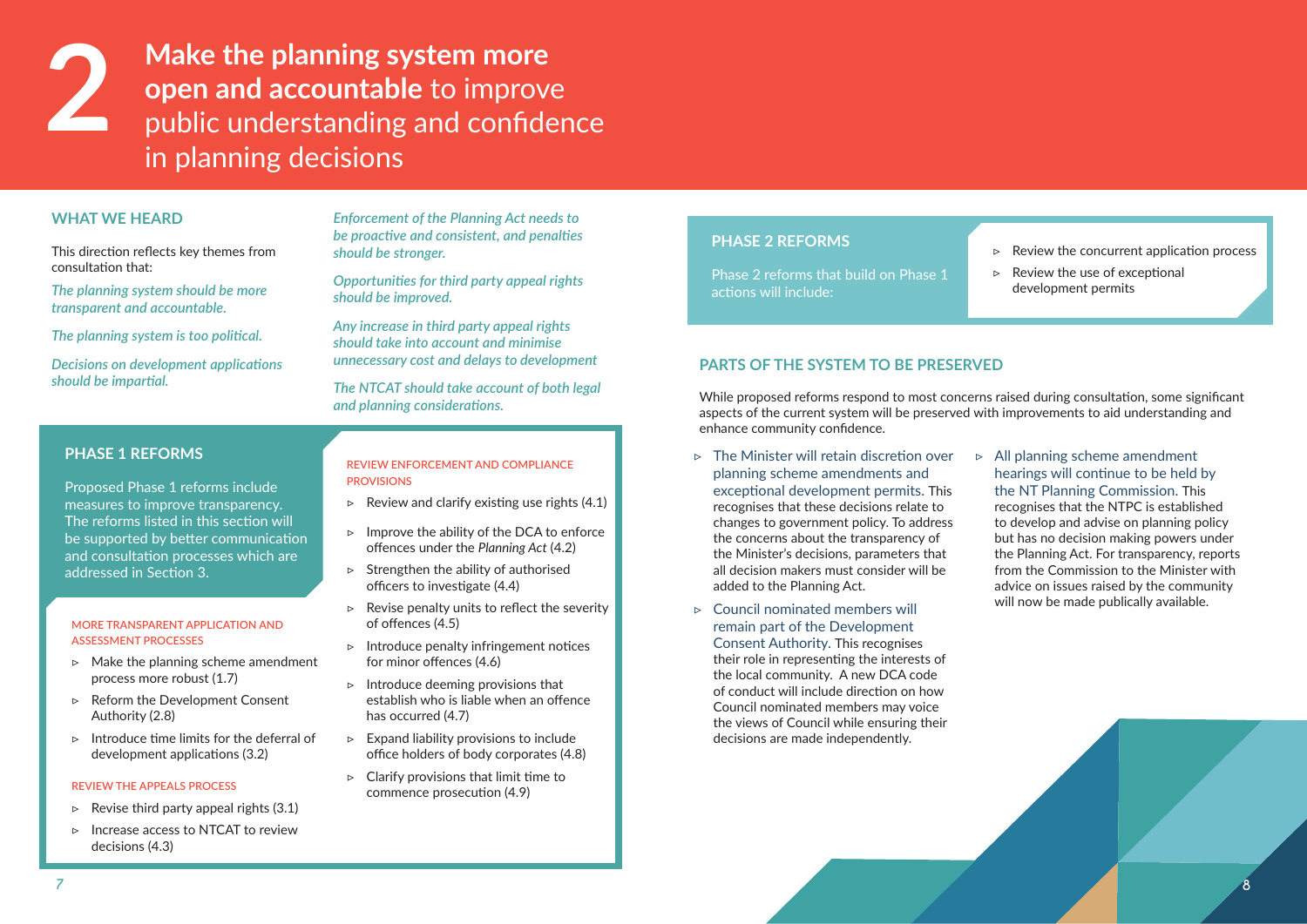# 2 **Make the planning system more open and accountable** to improve public understanding and confidence in planning decisions

## WHAT WE HEARD

This direction reflects key themes from consultation that:

*The planning system should be more transparent and accountable.*

*The planning system is too political.*

*Decisions on development applications should be impartial.*

*Enforcement of the Planning Act needs to be proactive and consistent, and penalties should be stronger.*

*Opportunities for third party appeal rights should be improved.*

*Any increase in third party appeal rights should take into account and minimise unnecessary cost and delays to development*

*The NTCAT should take account of both legal and planning considerations.*

## PHASE 1 REFORMS

Proposed Phase 1 reforms include measures to improve transparency. The reforms listed in this section will be supported by better communication and consultation processes which are addressed in Section 3.

### MORE TRANSPARENT APPLICATION AND ASSESSMENT PROCESSES

- Make the planning scheme amendment process more robust (1.7)
- Reform the Development Consent Authority (2.8)
- Introduce time limits for the deferral of development applications (3.2)

### REVIEW THE APPEALS PROCESS

- Revise third party appeal rights (3.1)
- Increase access to NTCAT to review decisions (4.3)

### REVIEW ENFORCEMENT AND COMPLIANCE PROVISIONS

- Review and clarify existing use rights (4.1)
- Improve the ability of the DCA to enforce offences under the *Planning Act* (4.2)
- Strengthen the ability of authorised officers to investigate (4.4)
- Revise penalty units to reflect the severity of offences (4.5)
- Introduce penalty infringement notices for minor offences (4.6)
- Introduce deeming provisions that establish who is liable when an offence has occurred (4.7)
- Expand liability provisions to include office holders of body corporates (4.8)
- Clarify provisions that limit time to commence prosecution (4.9)

## PHASE 2 REFORMS

Phase 2 reforms that build on Phase 1 actions will include:

- Review the concurrent application process
- Review the use of exceptional development permits

## PARTS OF THE SYSTEM TO BE PRESERVED

While proposed reforms respond to most concerns raised during consultation, some significant aspects of the current system will be preserved with improvements to aid understanding and enhance community confidence.

- The Minister will retain discretion over planning scheme amendments and exceptional development permits. This recognises that these decisions relate to changes to government policy. To address the concerns about the transparency of the Minister's decisions, parameters that all decision makers must consider will be added to the Planning Act.
- Council nominated members will remain part of the Development Consent Authority. This recognises their role in representing the interests of the local community. A new DCA code of conduct will include direction on how Council nominated members may voice the views of Council while ensuring their decisions are made independently.
- All planning scheme amendment hearings will continue to be held by the NT Planning Commission. This recognises that the NTPC is established to develop and advise on planning policy but has no decision making powers under the Planning Act. For transparency, reports from the Commission to the Minister with advice on issues raised by the community will now be made publically available.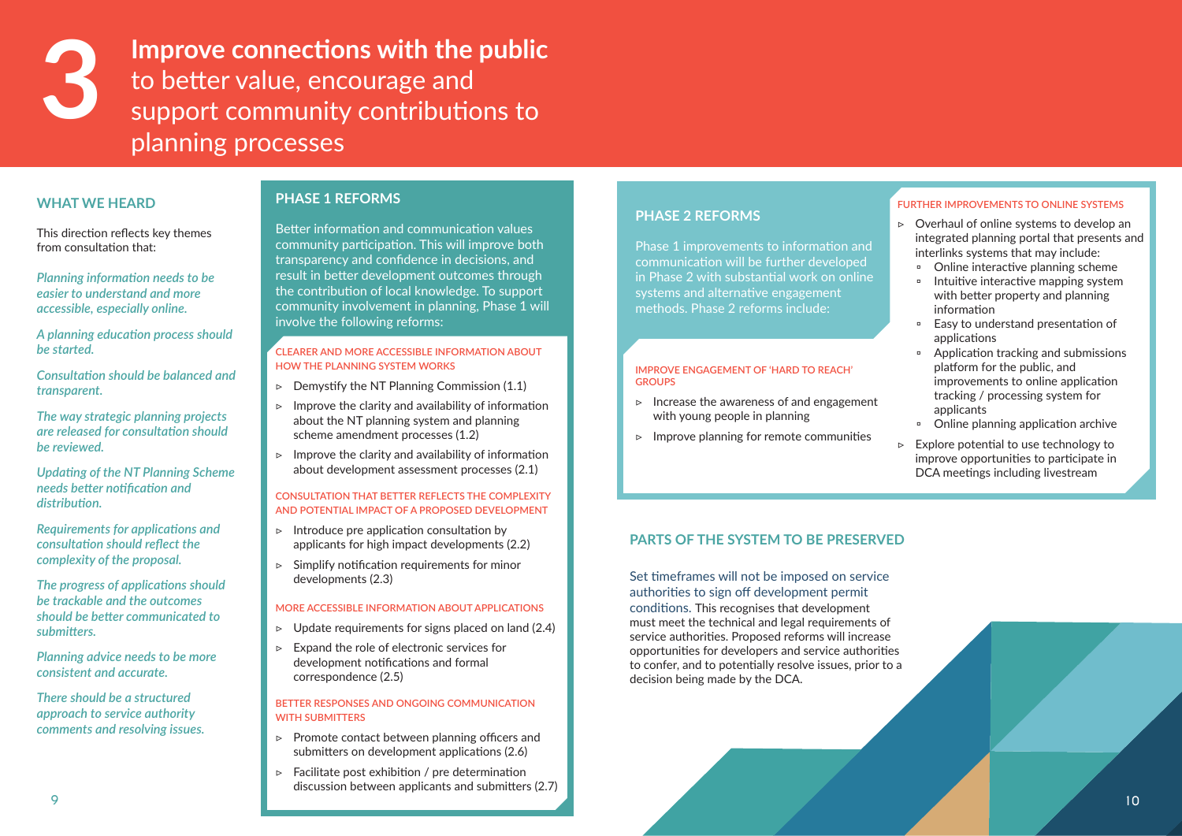# 3 **Improve connections with the public** to better value, encourage and support community contributions to planning processes

## WHAT WE HEARD

This direction reflects key themes from consultation that:

*Planning information needs to be easier to understand and more accessible, especially online.*

*A planning education process should be started.*

*Consultation should be balanced and transparent.*

*The way strategic planning projects are released for consultation should be reviewed.*

*Updating of the NT Planning Scheme needs better notification and distribution.*

*Requirements for applications and consultation should reflect the complexity of the proposal.*

*The progress of applications should be trackable and the outcomes should be better communicated to submitters.*

*Planning advice needs to be more consistent and accurate.*

*There should be a structured approach to service authority comments and resolving issues.*

## PHASE 1 REFORMS

Better information and communication values community participation. This will improve both transparency and confidence in decisions, and result in better development outcomes through the contribution of local knowledge. To support community involvement in planning, Phase 1 will involve the following reforms:

### CLEARER AND MORE ACCESSIBLE INFORMATION ABOUT HOW THE PLANNING SYSTEM WORKS

- Demystify the NT Planning Commission (1.1)
- Improve the clarity and availability of information about the NT planning system and planning scheme amendment processes (1.2)
- Improve the clarity and availability of information about development assessment processes (2.1)

### CONSULTATION THAT BETTER REFLECTS THE COMPLEXITY AND POTENTIAL IMPACT OF A PROPOSED DEVELOPMENT

- Introduce pre application consultation by applicants for high impact developments (2.2)
- Simplify notification requirements for minor developments (2.3)

### MORE ACCESSIBLE INFORMATION ABOUT APPLICATIONS

- Update requirements for signs placed on land (2.4)
- Expand the role of electronic services for development notifications and formal correspondence (2.5)

### BETTER RESPONSES AND ONGOING COMMUNICATION WITH SUBMITTERS

- Promote contact between planning officers and submitters on development applications (2.6)
- Facilitate post exhibition / pre determination discussion between applicants and submitters (2.7)

## PHASE 2 REFORMS

Phase 1 improvements to information and communication will be further developed in Phase 2 with substantial work on online systems and alternative engagement methods. Phase 2 reforms include:

### IMPROVE ENGAGEMENT OF 'HARD TO REACH' GROUPS

- Increase the awareness of and engagement with young people in planning
- Improve planning for remote communities

### FURTHER IMPROVEMENTS TO ONLINE SYSTEMS

- Overhaul of online systems to develop an integrated planning portal that presents and interlinks systems that may include:
  - Online interactive planning scheme
  - Intuitive interactive mapping system with better property and planning information
  - Easy to understand presentation of applications
  - Application tracking and submissions platform for the public, and improvements to online application tracking / processing system for applicants
  - Online planning application archive
- Explore potential to use technology to improve opportunities to participate in DCA meetings including livestream

## PARTS OF THE SYSTEM TO BE PRESERVED

Set timeframes will not be imposed on service authorities to sign off development permit conditions. This recognises that development must meet the technical and legal requirements of service authorities. Proposed reforms will increase opportunities for developers and service authorities to confer, and to potentially resolve issues, prior to a decision being made by the DCA.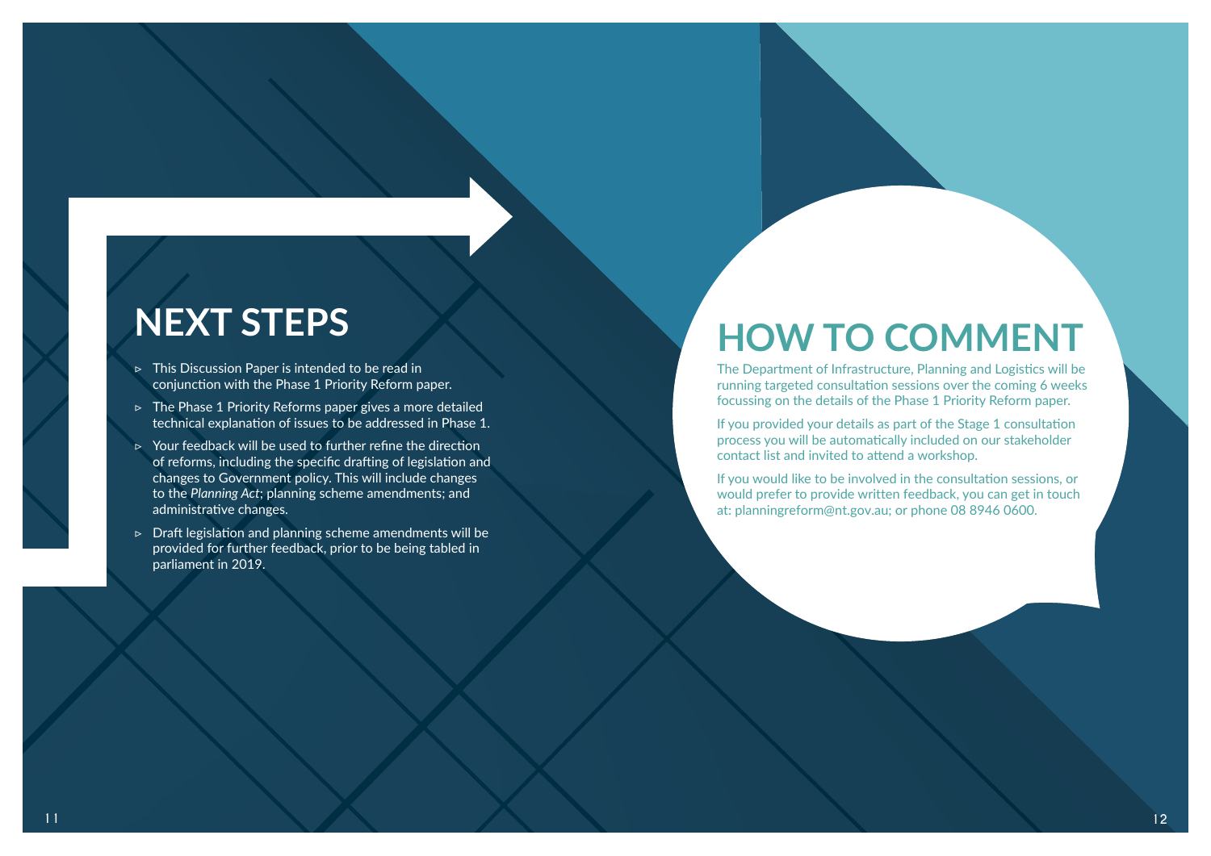# NEXT STEPS

- This Discussion Paper is intended to be read in conjunction with the Phase 1 Priority Reform paper.
- The Phase 1 Priority Reforms paper gives a more detailed technical explanation of issues to be addressed in Phase 1.
- Your feedback will be used to further refine the direction of reforms, including the specific drafting of legislation and changes to Government policy. This will include changes to the *Planning Act*; planning scheme amendments; and administrative changes.
- Draft legislation and planning scheme amendments will be provided for further feedback, prior to be being tabled in parliament in 2019.

# HOW TO COMMENT

The Department of Infrastructure, Planning and Logistics will be running targeted consultation sessions over the coming 6 weeks focussing on the details of the Phase 1 Priority Reform paper.

If you provided your details as part of the Stage 1 consultation process you will be automatically included on our stakeholder contact list and invited to attend a workshop.

If you would like to be involved in the consultation sessions, or would prefer to provide written feedback, you can get in touch at: planningreform@nt.gov.au; or phone 08 8946 0600.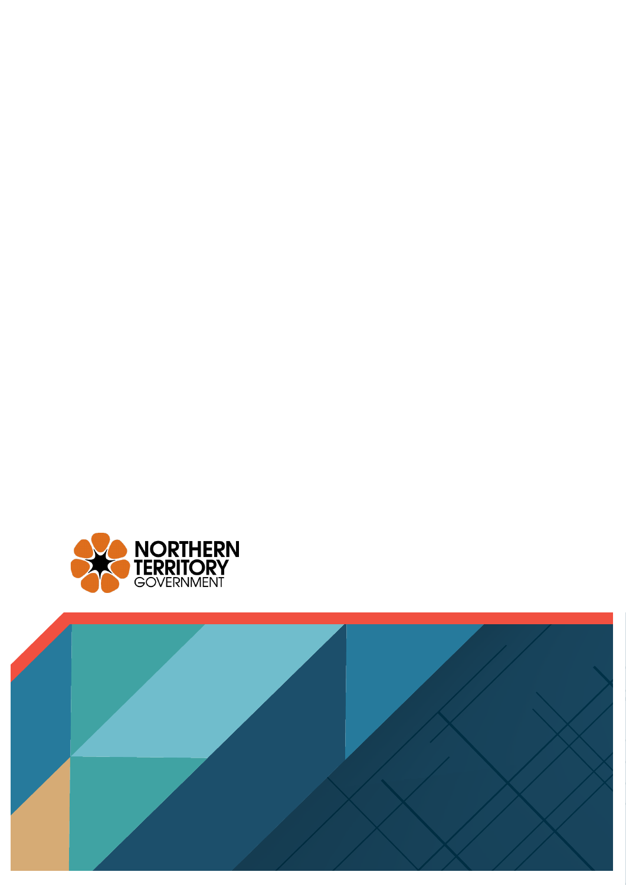NORTHERN TERRITORY GOVERNMENT